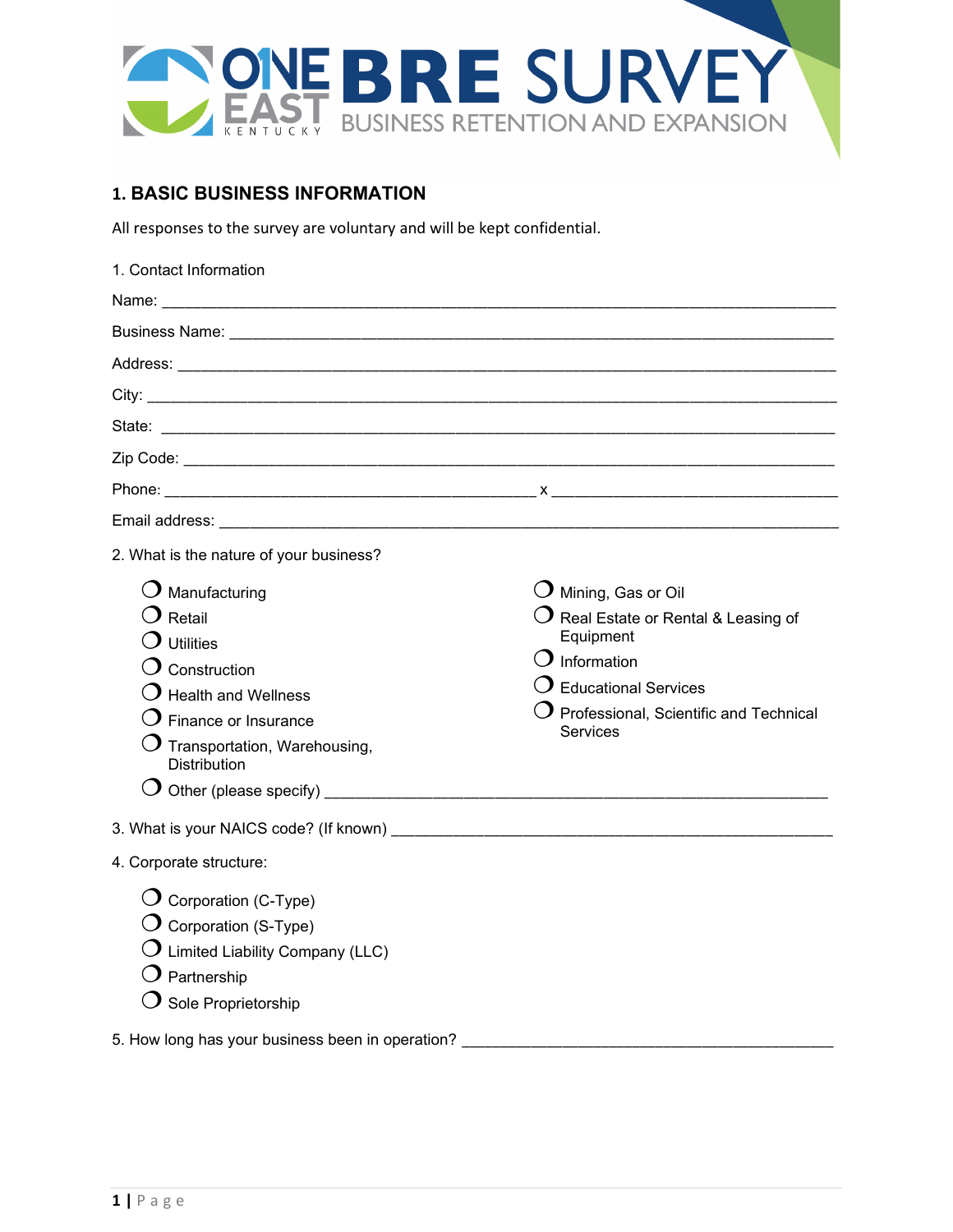# ONE EAST KENTUCKY BRE SURVEY

BUSINESS RETENTION AND EXPANSION

## 1. BASIC BUSINESS INFORMATION

All responses to the survey are voluntary and will be kept confidential.

1. Contact Information

Name: ______________________________________________

Business Name: ______________________________________________

Address: ______________________________________________

City: ______________________________________________

State: ______________________________________________

Zip Code: ______________________________________________

Phone: ______________________________ x ______________________

Email address: ______________________________________________

2. What is the nature of your business?

- ❍ Manufacturing
- ❍ Retail
- ❍ Utilities
- ❍ Construction
- ❍ Health and Wellness
- ❍ Finance or Insurance
- ❍ Transportation, Warehousing, Distribution
- ❍ Mining, Gas or Oil
- ❍ Real Estate or Rental & Leasing of Equipment
- ❍ Information
- ❍ Educational Services
- ❍ Professional, Scientific and Technical Services
- ❍ Other (please specify) ______________________________________________

3. What is your NAICS code? (If known) ______________________________________________

4. Corporate structure:

- ❍ Corporation (C-Type)
- ❍ Corporation (S-Type)
- ❍ Limited Liability Company (LLC)
- ❍ Partnership
- ❍ Sole Proprietorship

5. How long has your business been in operation? ______________________________________________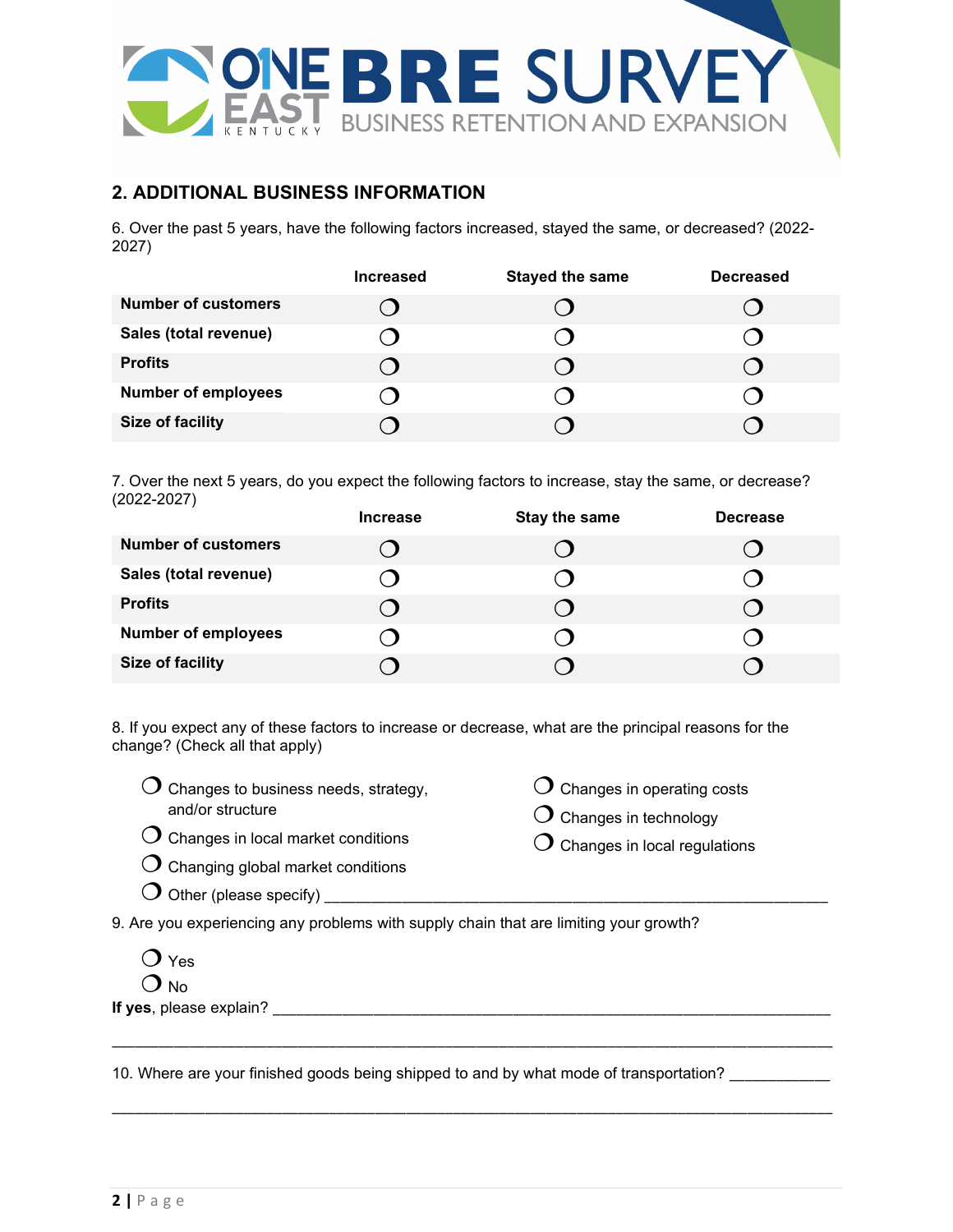## 2. ADDITIONAL BUSINESS INFORMATION

6. Over the past 5 years, have the following factors increased, stayed the same, or decreased? (2022-2027)

| | Increased | Stayed the same | Decreased |
|---|---|---|---|
| **Number of customers** | ❍ | ❍ | ❍ |
| **Sales (total revenue)** | ❍ | ❍ | ❍ |
| **Profits** | ❍ | ❍ | ❍ |
| **Number of employees** | ❍ | ❍ | ❍ |
| **Size of facility** | ❍ | ❍ | ❍ |

7. Over the next 5 years, do you expect the following factors to increase, stay the same, or decrease? (2022-2027)

| | Increase | Stay the same | Decrease |
|---|---|---|---|
| **Number of customers** | ❍ | ❍ | ❍ |
| **Sales (total revenue)** | ❍ | ❍ | ❍ |
| **Profits** | ❍ | ❍ | ❍ |
| **Number of employees** | ❍ | ❍ | ❍ |
| **Size of facility** | ❍ | ❍ | ❍ |

8. If you expect any of these factors to increase or decrease, what are the principal reasons for the change? (Check all that apply)

- ❍ Changes to business needs, strategy, and/or structure
- ❍ Changes in local market conditions
- ❍ Changing global market conditions
- ❍ Changes in operating costs
- ❍ Changes in technology
- ❍ Changes in local regulations
- ❍ Other (please specify) ____________________________________________________________

9. Are you experiencing any problems with supply chain that are limiting your growth?

- ❍ Yes
- ❍ No

**If yes**, please explain? ____________________________________________________________

______________________________________________________________________________

10. Where are your finished goods being shipped to and by what mode of transportation? ___________

______________________________________________________________________________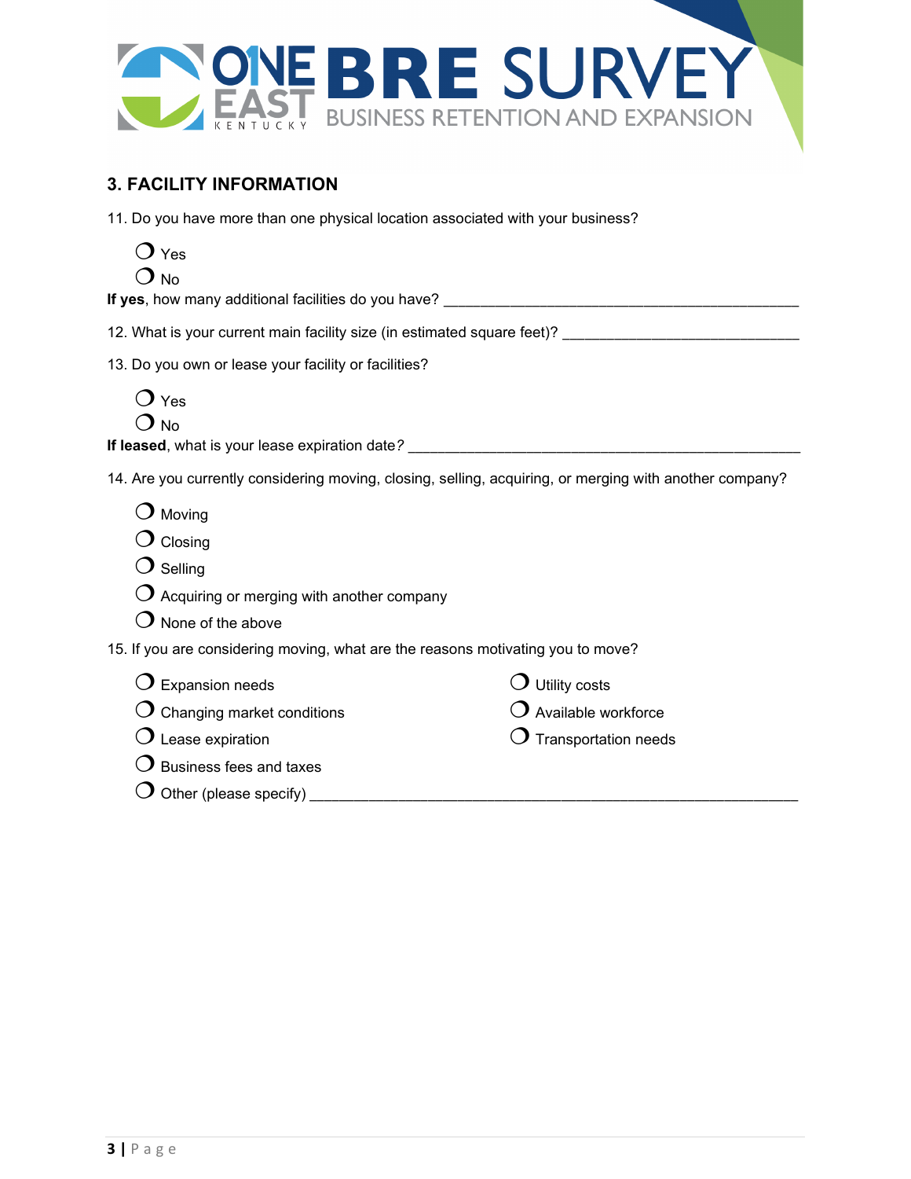## 3. FACILITY INFORMATION

11. Do you have more than one physical location associated with your business?

- ❍ Yes
- ❍ No

**If yes**, how many additional facilities do you have? ____________________________________________

12. What is your current main facility size (in estimated square feet)? _____________________________

13. Do you own or lease your facility or facilities?

- ❍ Yes
- ❍ No

**If leased**, what is your lease expiration date? __________________________________________________

14. Are you currently considering moving, closing, selling, acquiring, or merging with another company?

- ❍ Moving
- ❍ Closing
- ❍ Selling
- ❍ Acquiring or merging with another company
- ❍ None of the above

15. If you are considering moving, what are the reasons motivating you to move?

- ❍ Expansion needs
- ❍ Changing market conditions
- ❍ Lease expiration
- ❍ Business fees and taxes
- ❍ Utility costs
- ❍ Available workforce
- ❍ Transportation needs
- ❍ Other (please specify) _____________________________________________________________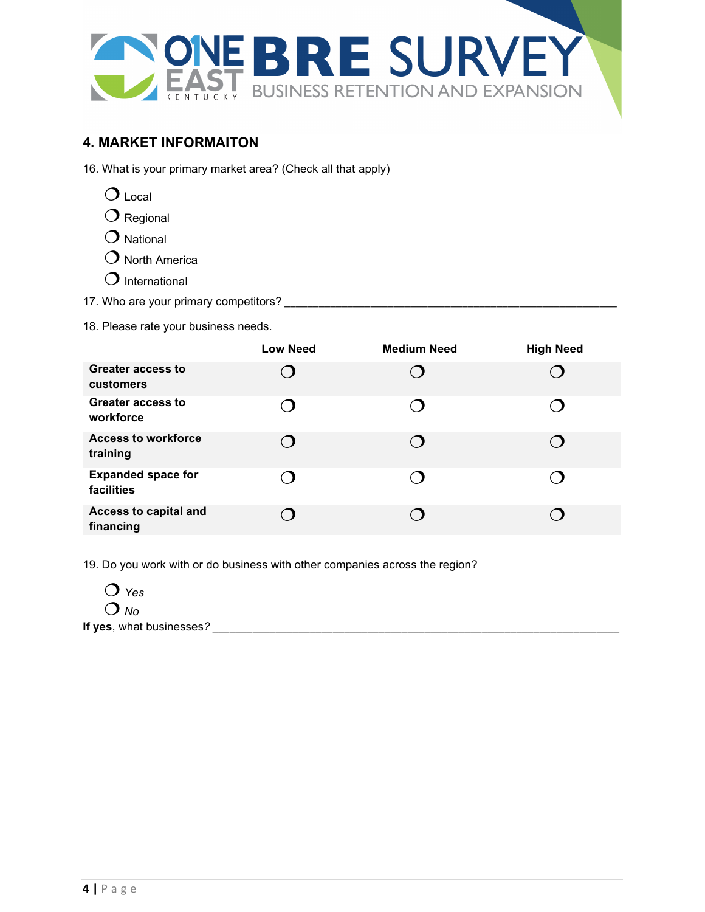## 4. MARKET INFORMAITON

16. What is your primary market area? (Check all that apply)

- ❍ Local
- ❍ Regional
- ❍ National
- ❍ North America
- ❍ International

17. Who are your primary competitors? ____________________________________________________

18. Please rate your business needs.

| | Low Need | Medium Need | High Need |
|---|---|---|---|
| **Greater access to customers** | ❍ | ❍ | ❍ |
| **Greater access to workforce** | ❍ | ❍ | ❍ |
| **Access to workforce training** | ❍ | ❍ | ❍ |
| **Expanded space for facilities** | ❍ | ❍ | ❍ |
| **Access to capital and financing** | ❍ | ❍ | ❍ |

19. Do you work with or do business with other companies across the region?

- ❍ *Yes*
- ❍ *No*

**If yes**, what businesses*?* ______________________________________________________________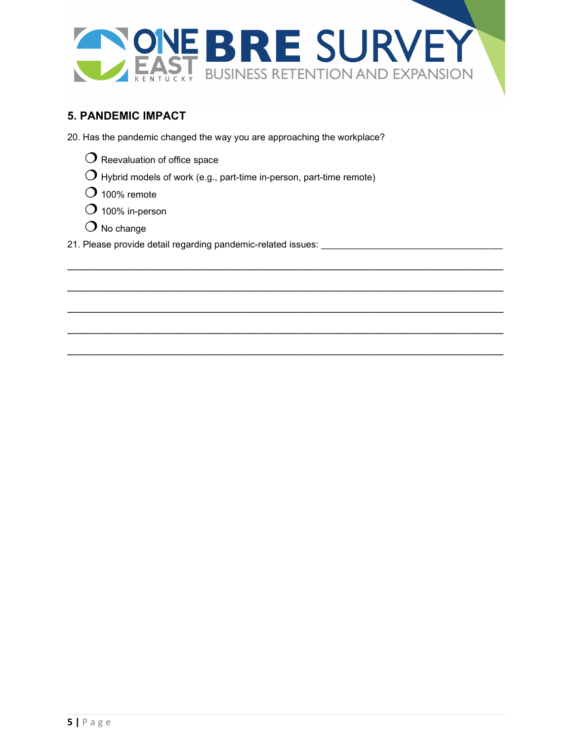## 5. PANDEMIC IMPACT

20. Has the pandemic changed the way you are approaching the workplace?

- ❍ Reevaluation of office space
- ❍ Hybrid models of work (e.g., part-time in-person, part-time remote)
- ❍ 100% remote
- ❍ 100% in-person
- ❍ No change

21. Please provide detail regarding pandemic-related issues: ___________________________________

_____________________________________________________________________________

_____________________________________________________________________________

_____________________________________________________________________________

_____________________________________________________________________________

_____________________________________________________________________________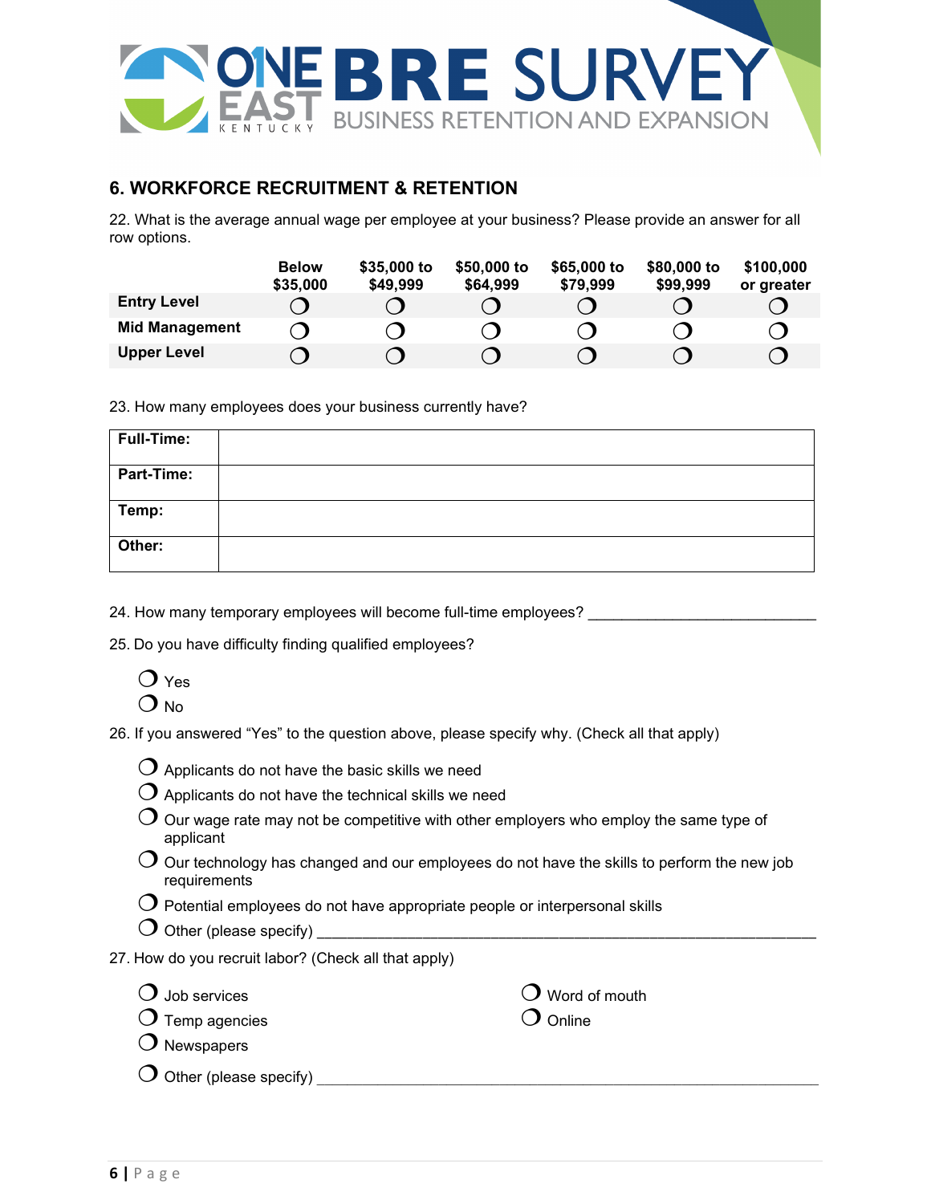## 6. WORKFORCE RECRUITMENT & RETENTION

22. What is the average annual wage per employee at your business? Please provide an answer for all row options.

| | Below $35,000 | $35,000 to $49,999 | $50,000 to $64,999 | $65,000 to $79,999 | $80,000 to $99,999 | $100,000 or greater |
|---|---|---|---|---|---|---|
| **Entry Level** | ❍ | ❍ | ❍ | ❍ | ❍ | ❍ |
| **Mid Management** | ❍ | ❍ | ❍ | ❍ | ❍ | ❍ |
| **Upper Level** | ❍ | ❍ | ❍ | ❍ | ❍ | ❍ |

23. How many employees does your business currently have?

| | |
|---|---|
| **Full-Time:** | |
| **Part-Time:** | |
| **Temp:** | |
| **Other:** | |

24. How many temporary employees will become full-time employees? ___________________________

25. Do you have difficulty finding qualified employees?

- ❍ Yes
- ❍ No

26. If you answered "Yes" to the question above, please specify why. (Check all that apply)

- ❍ Applicants do not have the basic skills we need
- ❍ Applicants do not have the technical skills we need
- ❍ Our wage rate may not be competitive with other employers who employ the same type of applicant
- ❍ Our technology has changed and our employees do not have the skills to perform the new job requirements
- ❍ Potential employees do not have appropriate people or interpersonal skills
- ❍ Other (please specify) ___________________________________________________________

27. How do you recruit labor? (Check all that apply)

- ❍ Job services
- ❍ Temp agencies
- ❍ Newspapers
- ❍ Word of mouth
- ❍ Online
- ❍ Other (please specify) ___________________________________________________________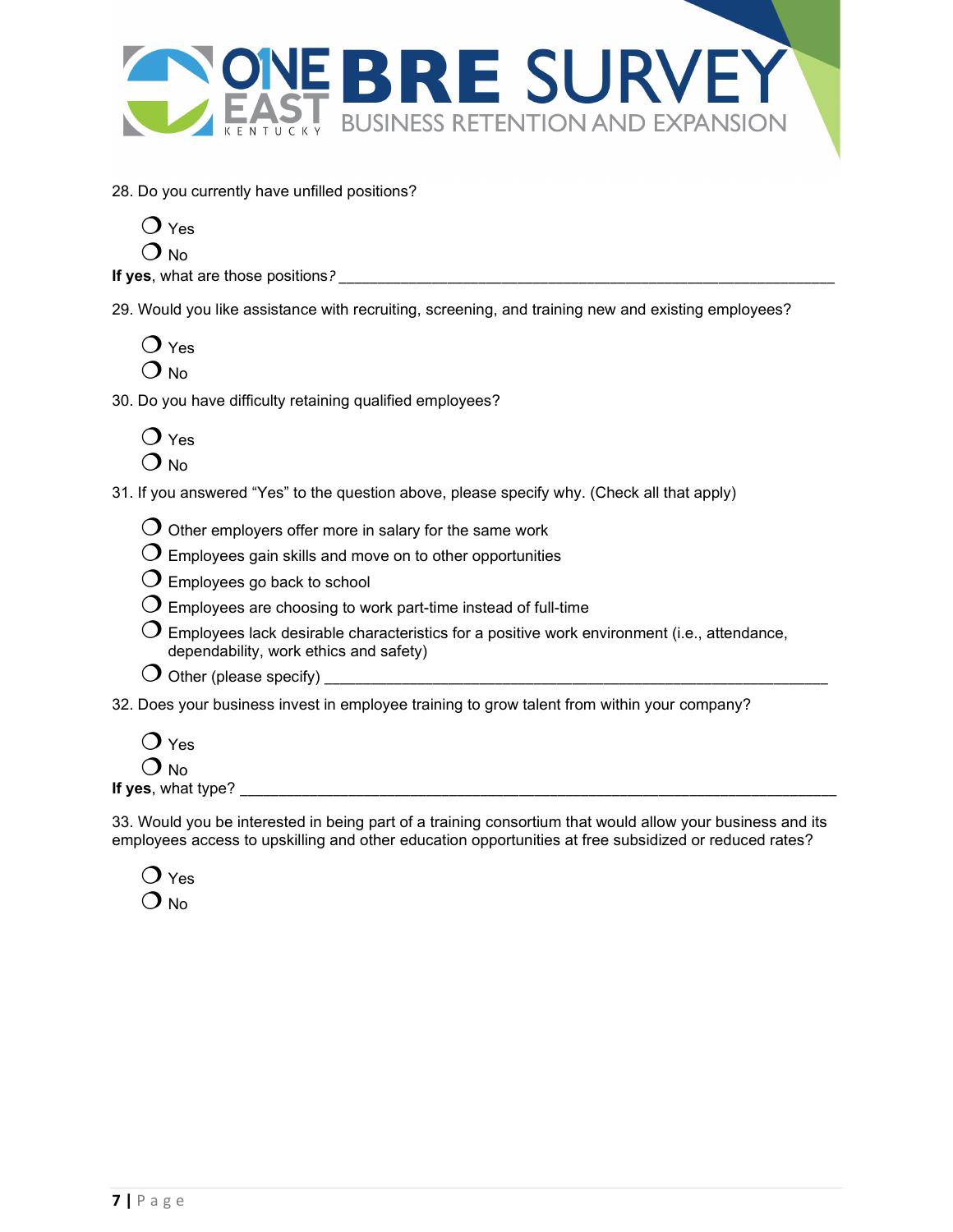28. Do you currently have unfilled positions?

❍ Yes

❍ No

**If yes**, what are those positions? ___________________________________________________________

29. Would you like assistance with recruiting, screening, and training new and existing employees?

❍ Yes

❍ No

30. Do you have difficulty retaining qualified employees?

❍ Yes

❍ No

31. If you answered “Yes” to the question above, please specify why. (Check all that apply)

❍ Other employers offer more in salary for the same work

❍ Employees gain skills and move on to other opportunities

❍ Employees go back to school

❍ Employees are choosing to work part-time instead of full-time

❍ Employees lack desirable characteristics for a positive work environment (i.e., attendance, dependability, work ethics and safety)

❍ Other (please specify) ___________________________________________________________

32. Does your business invest in employee training to grow talent from within your company?

❍ Yes

❍ No

**If yes**, what type? ______________________________________________________________________

33. Would you be interested in being part of a training consortium that would allow your business and its employees access to upskilling and other education opportunities at free subsidized or reduced rates?

❍ Yes

❍ No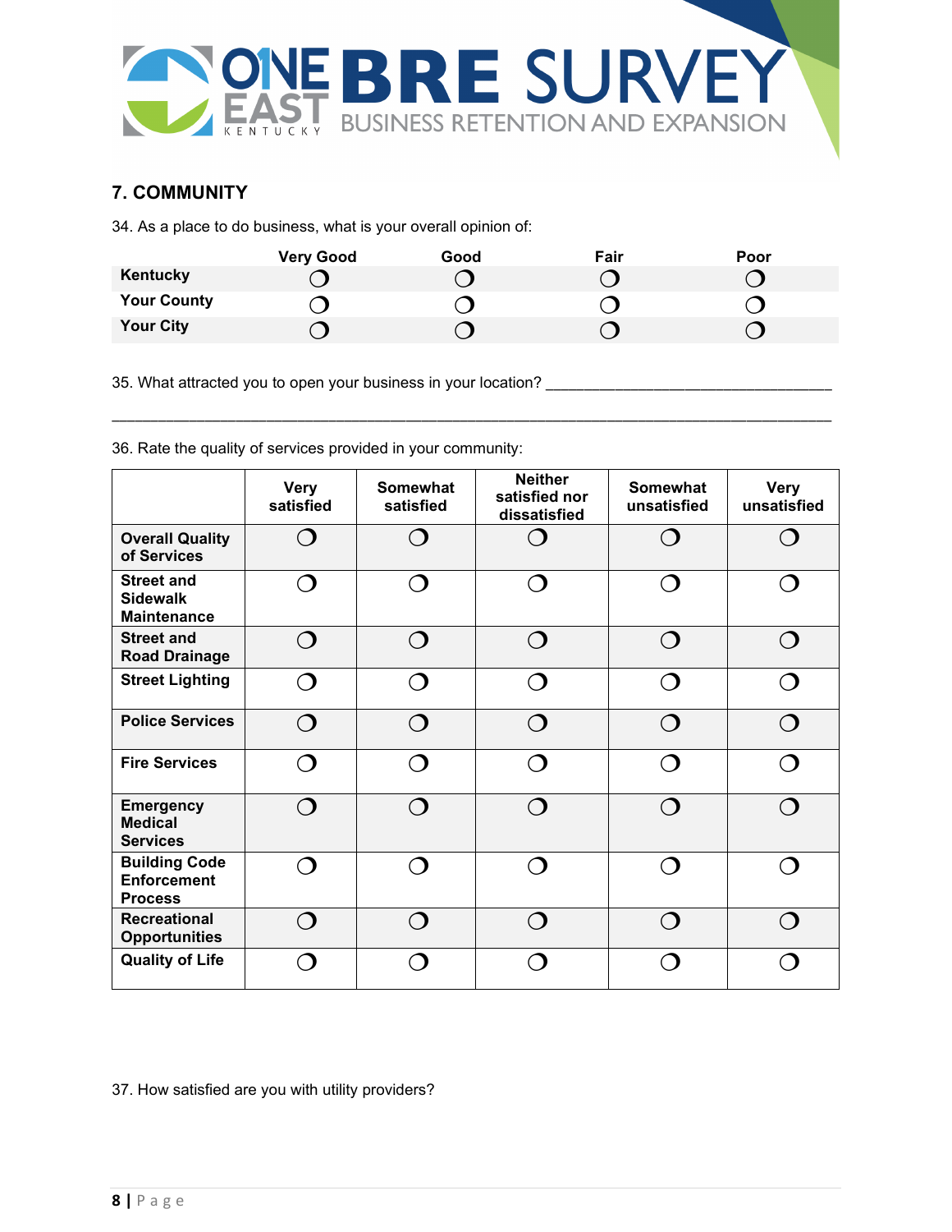# ONE EAST KENTUCKY BRE SURVEY

BUSINESS RETENTION AND EXPANSION

## 7. COMMUNITY

34. As a place to do business, what is your overall opinion of:

| | Very Good | Good | Fair | Poor |
|---|---|---|---|---|
| **Kentucky** | ❍ | ❍ | ❍ | ❍ |
| **Your County** | ❍ | ❍ | ❍ | ❍ |
| **Your City** | ❍ | ❍ | ❍ | ❍ |

35. What attracted you to open your business in your location? ________________________________

________________________________________________________________________________

36. Rate the quality of services provided in your community:

| | Very satisfied | Somewhat satisfied | Neither satisfied nor dissatisfied | Somewhat unsatisfied | Very unsatisfied |
|---|---|---|---|---|---|
| **Overall Quality of Services** | ❍ | ❍ | ❍ | ❍ | ❍ |
| **Street and Sidewalk Maintenance** | ❍ | ❍ | ❍ | ❍ | ❍ |
| **Street and Road Drainage** | ❍ | ❍ | ❍ | ❍ | ❍ |
| **Street Lighting** | ❍ | ❍ | ❍ | ❍ | ❍ |
| **Police Services** | ❍ | ❍ | ❍ | ❍ | ❍ |
| **Fire Services** | ❍ | ❍ | ❍ | ❍ | ❍ |
| **Emergency Medical Services** | ❍ | ❍ | ❍ | ❍ | ❍ |
| **Building Code Enforcement Process** | ❍ | ❍ | ❍ | ❍ | ❍ |
| **Recreational Opportunities** | ❍ | ❍ | ❍ | ❍ | ❍ |
| **Quality of Life** | ❍ | ❍ | ❍ | ❍ | ❍ |

37. How satisfied are you with utility providers?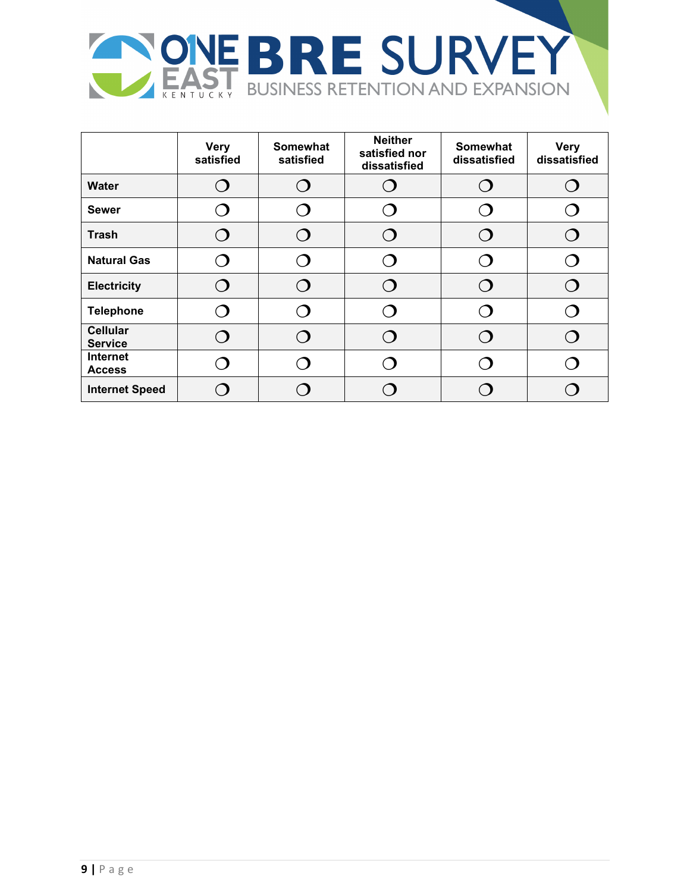# ONE EAST KENTUCKY BRE SURVEY

## BUSINESS RETENTION AND EXPANSION

| | Very satisfied | Somewhat satisfied | Neither satisfied nor dissatisfied | Somewhat dissatisfied | Very dissatisfied |
|---|---|---|---|---|---|
| Water | ❍ | ❍ | ❍ | ❍ | ❍ |
| Sewer | ❍ | ❍ | ❍ | ❍ | ❍ |
| Trash | ❍ | ❍ | ❍ | ❍ | ❍ |
| Natural Gas | ❍ | ❍ | ❍ | ❍ | ❍ |
| Electricity | ❍ | ❍ | ❍ | ❍ | ❍ |
| Telephone | ❍ | ❍ | ❍ | ❍ | ❍ |
| Cellular Service | ❍ | ❍ | ❍ | ❍ | ❍ |
| Internet Access | ❍ | ❍ | ❍ | ❍ | ❍ |
| Internet Speed | ❍ | ❍ | ❍ | ❍ | ❍ |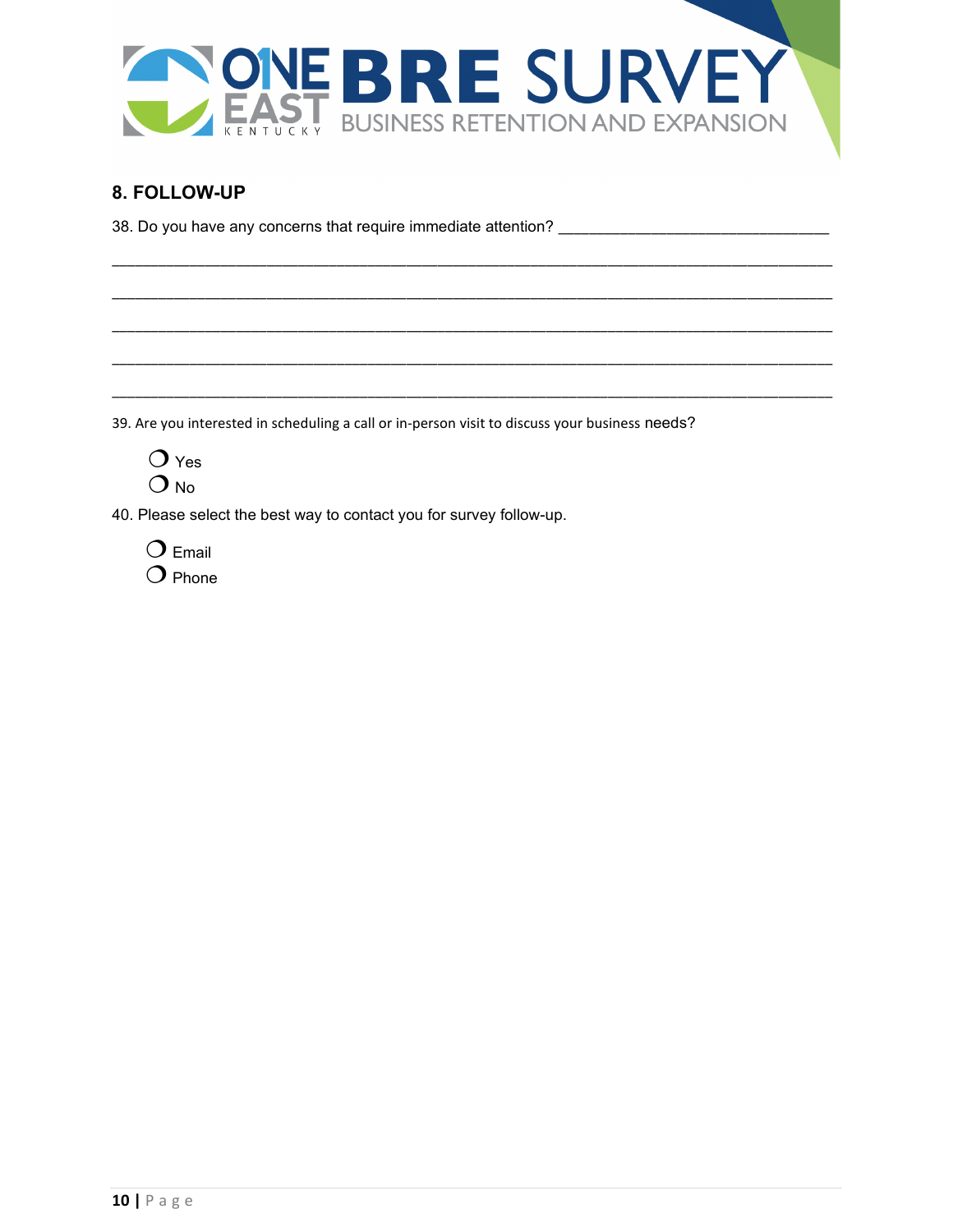## 8. FOLLOW-UP

38. Do you have any concerns that require immediate attention? ______________________________

______________________________________________________________________________

______________________________________________________________________________

______________________________________________________________________________

______________________________________________________________________________

______________________________________________________________________________

39. Are you interested in scheduling a call or in-person visit to discuss your business needs?

❍ Yes
❍ No

40. Please select the best way to contact you for survey follow-up.

❍ Email
❍ Phone